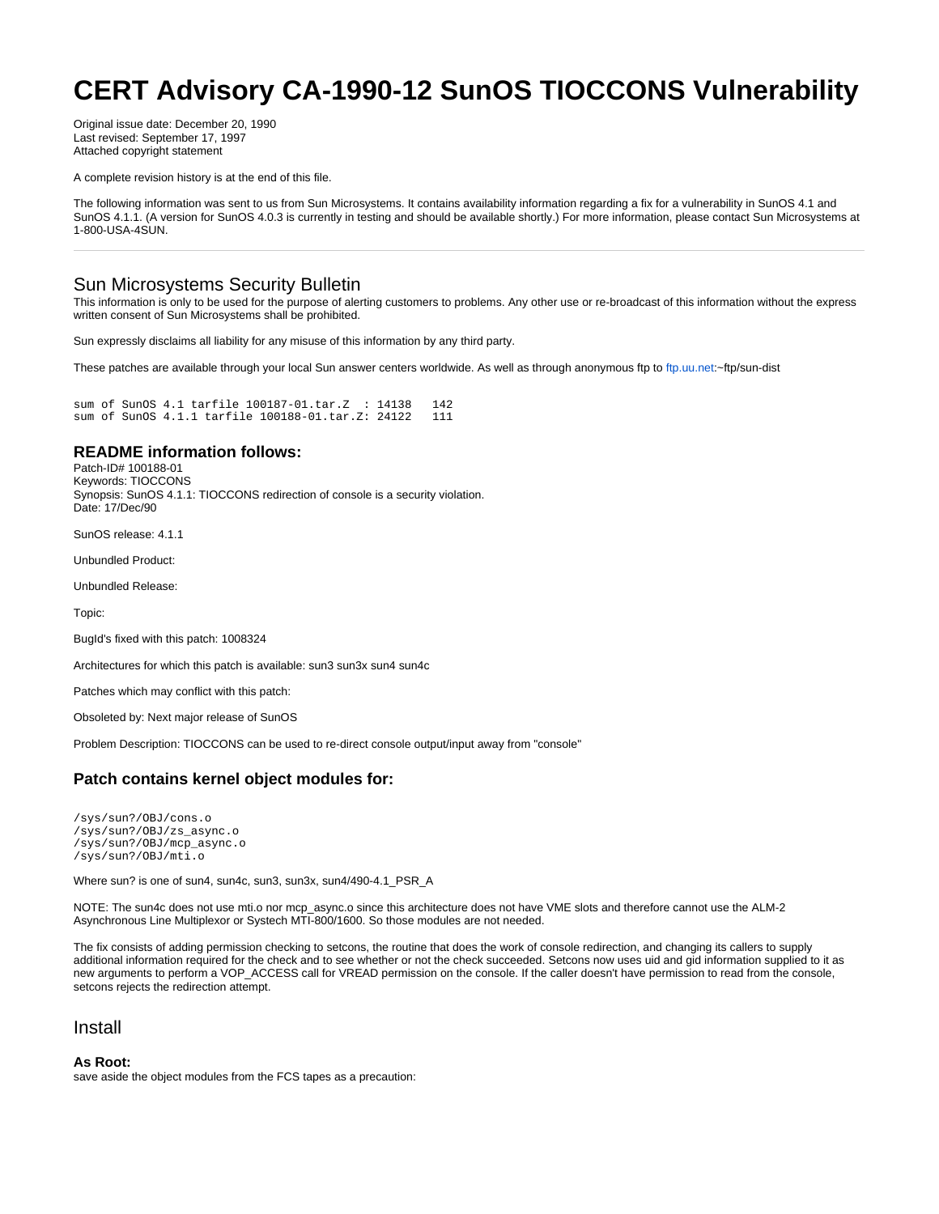# CERT Advisory CA-1990-12 SunOS TIOCCONS Vulnerability

Original issue date: December 20, 1990
Last revised: September 17, 1997
Attached copyright statement

A complete revision history is at the end of this file.

The following information was sent to us from Sun Microsystems. It contains availability information regarding a fix for a vulnerability in SunOS 4.1 and SunOS 4.1.1. (A version for SunOS 4.0.3 is currently in testing and should be available shortly.) For more information, please contact Sun Microsystems at 1-800-USA-4SUN.

---

## Sun Microsystems Security Bulletin

This information is only to be used for the purpose of alerting customers to problems. Any other use or re-broadcast of this information without the express written consent of Sun Microsystems shall be prohibited.

Sun expressly disclaims all liability for any misuse of this information by any third party.

These patches are available through your local Sun answer centers worldwide. As well as through anonymous ftp to ftp.uu.net:~ftp/sun-dist

```
sum of SunOS 4.1 tarfile 100187-01.tar.Z  : 14138   142
sum of SunOS 4.1.1 tarfile 100188-01.tar.Z: 24122   111
```

### README information follows:

Patch-ID# 100188-01
Keywords: TIOCCONS
Synopsis: SunOS 4.1.1: TIOCCONS redirection of console is a security violation.
Date: 17/Dec/90

SunOS release: 4.1.1

Unbundled Product:

Unbundled Release:

Topic:

BugId's fixed with this patch: 1008324

Architectures for which this patch is available: sun3 sun3x sun4 sun4c

Patches which may conflict with this patch:

Obsoleted by: Next major release of SunOS

Problem Description: TIOCCONS can be used to re-direct console output/input away from "console"

### Patch contains kernel object modules for:

```
/sys/sun?/OBJ/cons.o
/sys/sun?/OBJ/zs_async.o
/sys/sun?/OBJ/mcp_async.o
/sys/sun?/OBJ/mti.o
```

Where sun? is one of sun4, sun4c, sun3, sun3x, sun4/490-4.1_PSR_A

NOTE: The sun4c does not use mti.o nor mcp_async.o since this architecture does not have VME slots and therefore cannot use the ALM-2 Asynchronous Line Multiplexor or Systech MTI-800/1600. So those modules are not needed.

The fix consists of adding permission checking to setcons, the routine that does the work of console redirection, and changing its callers to supply additional information required for the check and to see whether or not the check succeeded. Setcons now uses uid and gid information supplied to it as new arguments to perform a VOP_ACCESS call for VREAD permission on the console. If the caller doesn't have permission to read from the console, setcons rejects the redirection attempt.

## Install

**As Root:**
save aside the object modules from the FCS tapes as a precaution: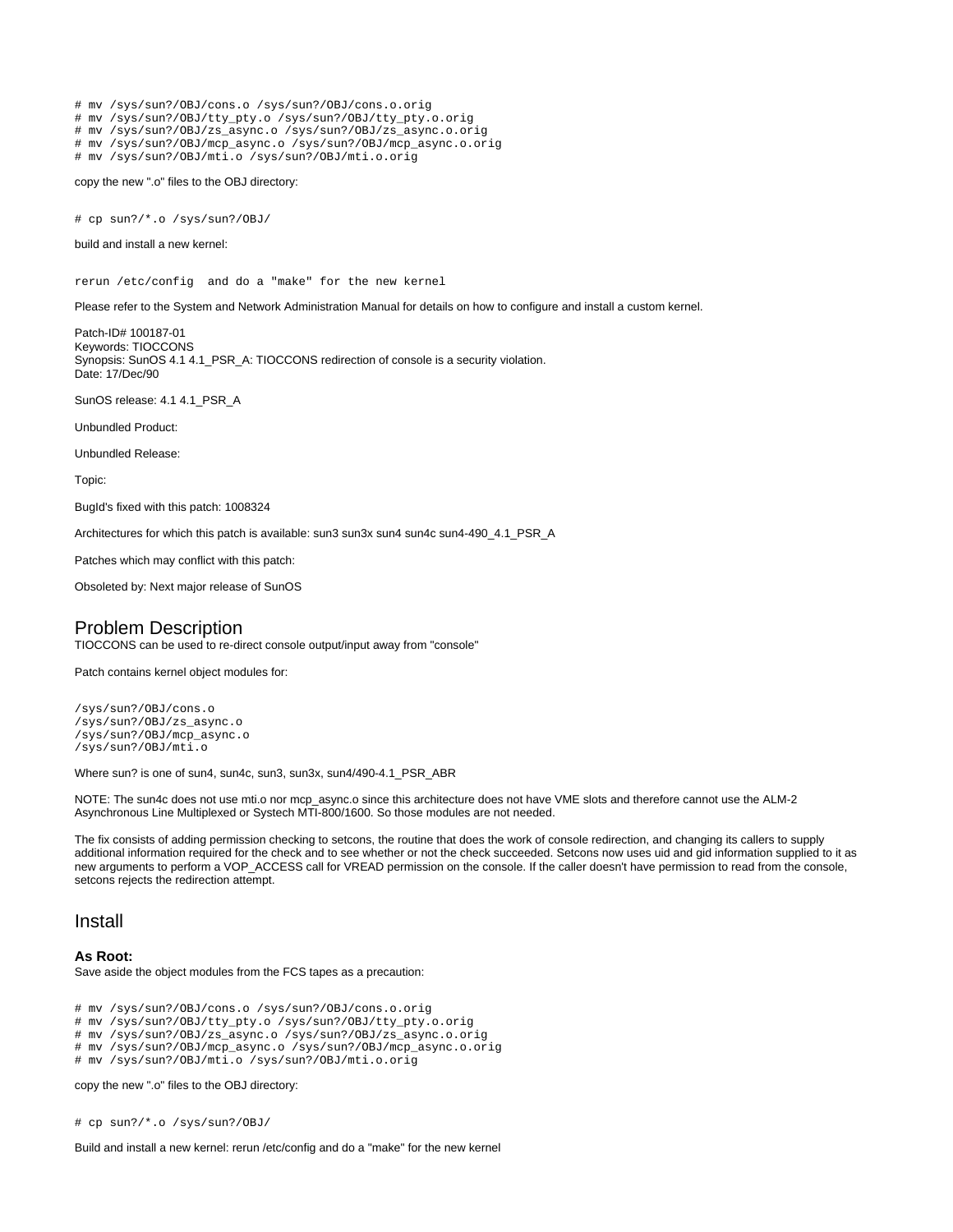```
# mv /sys/sun?/OBJ/cons.o /sys/sun?/OBJ/cons.o.orig
# mv /sys/sun?/OBJ/tty_pty.o /sys/sun?/OBJ/tty_pty.o.orig
# mv /sys/sun?/OBJ/zs_async.o /sys/sun?/OBJ/zs_async.o.orig
# mv /sys/sun?/OBJ/mcp_async.o /sys/sun?/OBJ/mcp_async.o.orig
# mv /sys/sun?/OBJ/mti.o /sys/sun?/OBJ/mti.o.orig
```

copy the new ".o" files to the OBJ directory:

```
# cp sun?/*.o /sys/sun?/OBJ/
```

build and install a new kernel:

```
rerun /etc/config  and do a "make" for the new kernel
```

Please refer to the System and Network Administration Manual for details on how to configure and install a custom kernel.

Patch-ID# 100187-01
Keywords: TIOCCONS
Synopsis: SunOS 4.1 4.1_PSR_A: TIOCCONS redirection of console is a security violation.
Date: 17/Dec/90

SunOS release: 4.1 4.1_PSR_A

Unbundled Product:

Unbundled Release:

Topic:

BugId's fixed with this patch: 1008324

Architectures for which this patch is available: sun3 sun3x sun4 sun4c sun4-490_4.1_PSR_A

Patches which may conflict with this patch:

Obsoleted by: Next major release of SunOS

## Problem Description

TIOCCONS can be used to re-direct console output/input away from "console"

Patch contains kernel object modules for:

```
/sys/sun?/OBJ/cons.o
/sys/sun?/OBJ/zs_async.o
/sys/sun?/OBJ/mcp_async.o
/sys/sun?/OBJ/mti.o
```

Where sun? is one of sun4, sun4c, sun3, sun3x, sun4/490-4.1_PSR_ABR

NOTE: The sun4c does not use mti.o nor mcp_async.o since this architecture does not have VME slots and therefore cannot use the ALM-2 Asynchronous Line Multiplexed or Systech MTI-800/1600. So those modules are not needed.

The fix consists of adding permission checking to setcons, the routine that does the work of console redirection, and changing its callers to supply additional information required for the check and to see whether or not the check succeeded. Setcons now uses uid and gid information supplied to it as new arguments to perform a VOP_ACCESS call for VREAD permission on the console. If the caller doesn't have permission to read from the console, setcons rejects the redirection attempt.

## Install

### As Root:

Save aside the object modules from the FCS tapes as a precaution:

```
# mv /sys/sun?/OBJ/cons.o /sys/sun?/OBJ/cons.o.orig
# mv /sys/sun?/OBJ/tty_pty.o /sys/sun?/OBJ/tty_pty.o.orig
# mv /sys/sun?/OBJ/zs_async.o /sys/sun?/OBJ/zs_async.o.orig
# mv /sys/sun?/OBJ/mcp_async.o /sys/sun?/OBJ/mcp_async.o.orig
# mv /sys/sun?/OBJ/mti.o /sys/sun?/OBJ/mti.o.orig
```

copy the new ".o" files to the OBJ directory:

```
# cp sun?/*.o /sys/sun?/OBJ/
```

Build and install a new kernel: rerun /etc/config and do a "make" for the new kernel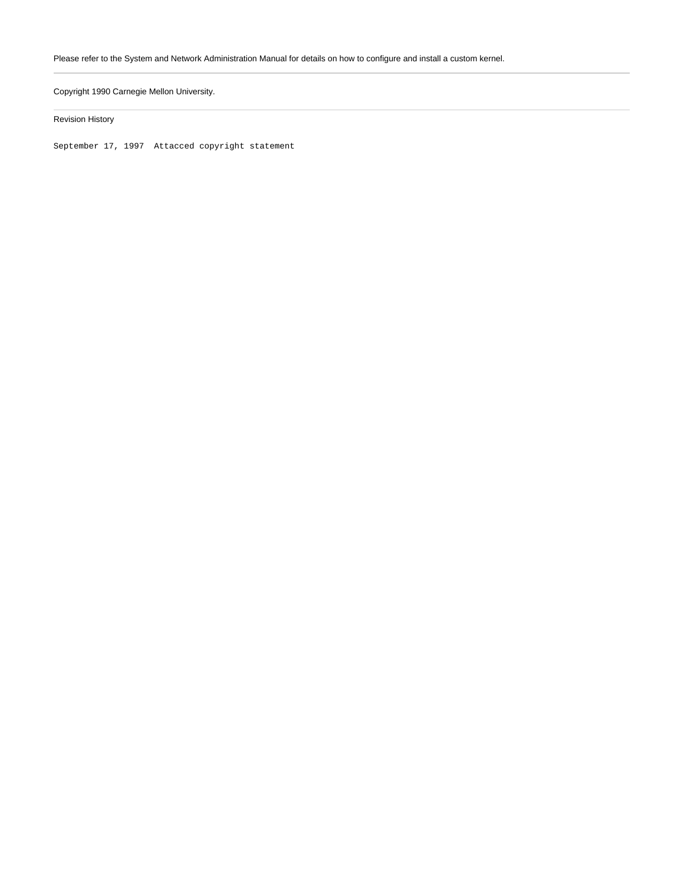Please refer to the System and Network Administration Manual for details on how to configure and install a custom kernel.

---

Copyright 1990 Carnegie Mellon University.

---

Revision History

```
September 17, 1997  Attacced copyright statement
```